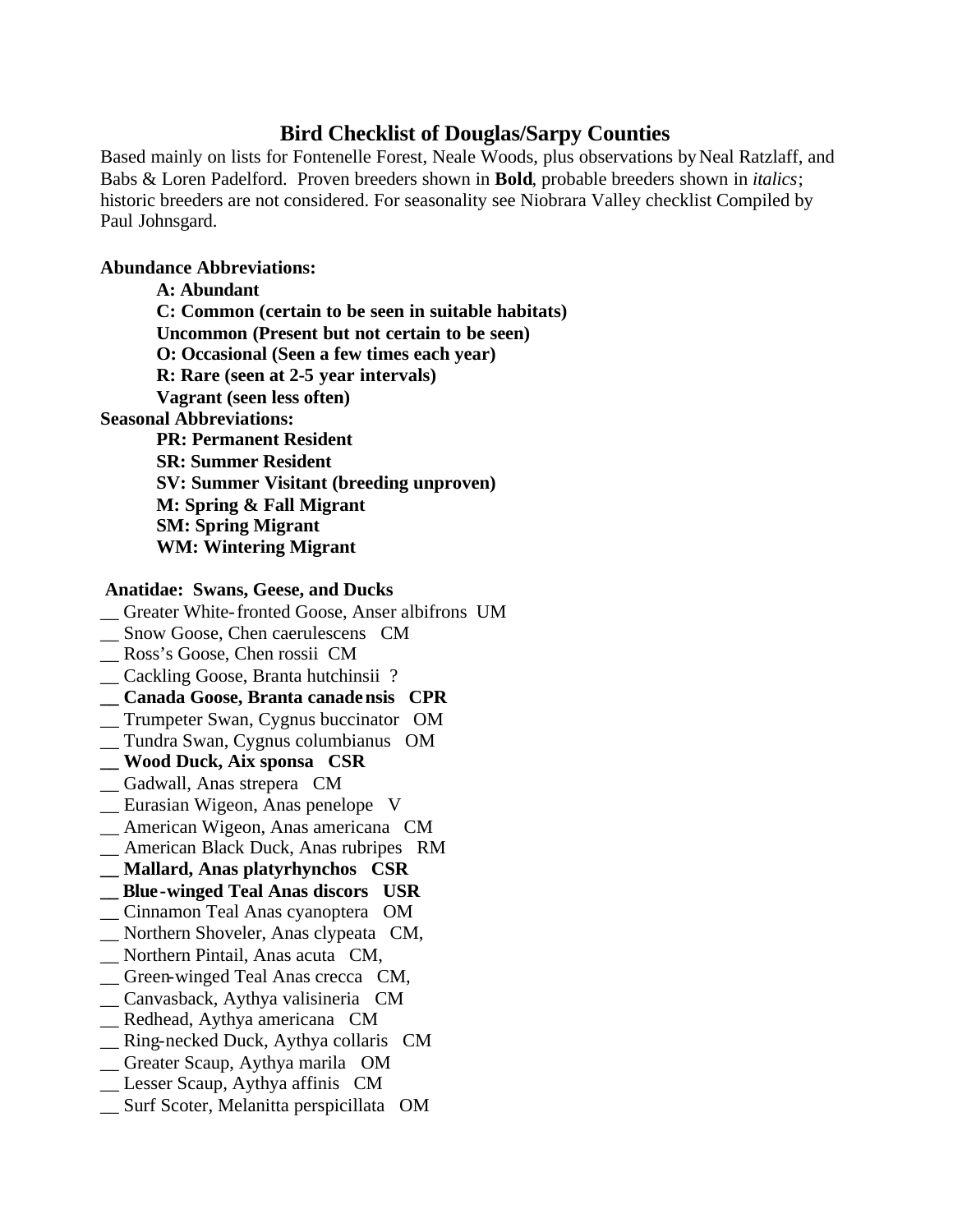# Bird Checklist of Douglas/Sarpy Counties

Based mainly on lists for Fontenelle Forest, Neale Woods, plus observations by Neal Ratzlaff, and Babs & Loren Padelford. Proven breeders shown in **Bold**, probable breeders shown in *italics*; historic breeders are not considered. For seasonality see Niobrara Valley checklist Compiled by Paul Johnsgard.

**Abundance Abbreviations:**

- **A: Abundant**
- **C: Common (certain to be seen in suitable habitats)**
- **Uncommon (Present but not certain to be seen)**
- **O: Occasional (Seen a few times each year)**
- **R: Rare (seen at 2-5 year intervals)**
- **Vagrant (seen less often)**

**Seasonal Abbreviations:**

- **PR: Permanent Resident**
- **SR: Summer Resident**
- **SV: Summer Visitant (breeding unproven)**
- **M: Spring & Fall Migrant**
- **SM: Spring Migrant**
- **WM: Wintering Migrant**

**Anatidae: Swans, Geese, and Ducks**

__ Greater White-fronted Goose, Anser albifrons UM  
__ Snow Goose, Chen caerulescens CM  
__ Ross's Goose, Chen rossii CM  
__ Cackling Goose, Branta hutchinsii ?  
**__ Canada Goose, Branta canadensis CPR**  
__ Trumpeter Swan, Cygnus buccinator OM  
__ Tundra Swan, Cygnus columbianus OM  
**__ Wood Duck, Aix sponsa CSR**  
__ Gadwall, Anas strepera CM  
__ Eurasian Wigeon, Anas penelope V  
__ American Wigeon, Anas americana CM  
__ American Black Duck, Anas rubripes RM  
**__ Mallard, Anas platyrhynchos CSR**  
**__ Blue-winged Teal Anas discors USR**  
__ Cinnamon Teal Anas cyanoptera OM  
__ Northern Shoveler, Anas clypeata CM,  
__ Northern Pintail, Anas acuta CM,  
__ Green-winged Teal Anas crecca CM,  
__ Canvasback, Aythya valisineria CM  
__ Redhead, Aythya americana CM  
__ Ring-necked Duck, Aythya collaris CM  
__ Greater Scaup, Aythya marila OM  
__ Lesser Scaup, Aythya affinis CM  
__ Surf Scoter, Melanitta perspicillata OM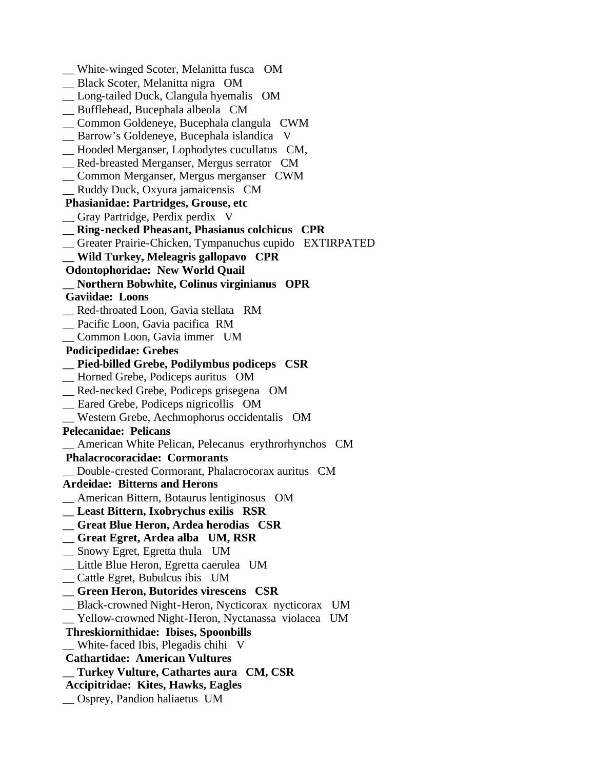__ White-winged Scoter, Melanitta fusca   OM
__ Black Scoter, Melanitta nigra   OM
__ Long-tailed Duck, Clangula hyemalis   OM
__ Bufflehead, Bucephala albeola   CM
__ Common Goldeneye, Bucephala clangula   CWM
__ Barrow's Goldeneye, Bucephala islandica   V
__ Hooded Merganser, Lophodytes cucullatus   CM,
__ Red-breasted Merganser, Mergus serrator   CM
__ Common Merganser, Mergus merganser   CWM
__ Ruddy Duck, Oxyura jamaicensis   CM

**Phasianidae: Partridges, Grouse, etc**

__ Gray Partridge, Perdix perdix   V
**__ Ring-necked Pheasant, Phasianus colchicus   CPR**
__ Greater Prairie-Chicken, Tympanuchus cupido   EXTIRPATED
**__ Wild Turkey, Meleagris gallopavo   CPR**

**Odontophoridae: New World Quail**

**__ Northern Bobwhite, Colinus virginianus   OPR**

**Gaviidae: Loons**

__ Red-throated Loon, Gavia stellata   RM
__ Pacific Loon, Gavia pacifica  RM
__ Common Loon, Gavia immer   UM

**Podicipedidae: Grebes**

**__ Pied-billed Grebe, Podilymbus podiceps   CSR**
__ Horned Grebe, Podiceps auritus   OM
__ Red-necked Grebe, Podiceps grisegena   OM
__ Eared Grebe, Podiceps nigricollis   OM
__ Western Grebe, Aechmophorus occidentalis   OM

**Pelecanidae: Pelicans**

__ American White Pelican, Pelecanus erythrorhynchos   CM

**Phalacrocoracidae: Cormorants**

__ Double-crested Cormorant, Phalacrocorax auritus   CM

**Ardeidae: Bitterns and Herons**

__ American Bittern, Botaurus lentiginosus   OM
**__ Least Bittern, Ixobrychus exilis   RSR**
**__ Great Blue Heron, Ardea herodias   CSR**
**__ Great Egret, Ardea alba   UM, RSR**
__ Snowy Egret, Egretta thula   UM
__ Little Blue Heron, Egretta caerulea   UM
__ Cattle Egret, Bubulcus ibis   UM
**__ Green Heron, Butorides virescens   CSR**
__ Black-crowned Night-Heron, Nycticorax nycticorax   UM
__ Yellow-crowned Night-Heron, Nyctanassa violacea   UM

**Threskiornithidae: Ibises, Spoonbills**

__ White-faced Ibis, Plegadis chihi   V

**Cathartidae: American Vultures**

**__ Turkey Vulture, Cathartes aura   CM, CSR**

**Accipitridae: Kites, Hawks, Eagles**

__ Osprey, Pandion haliaetus  UM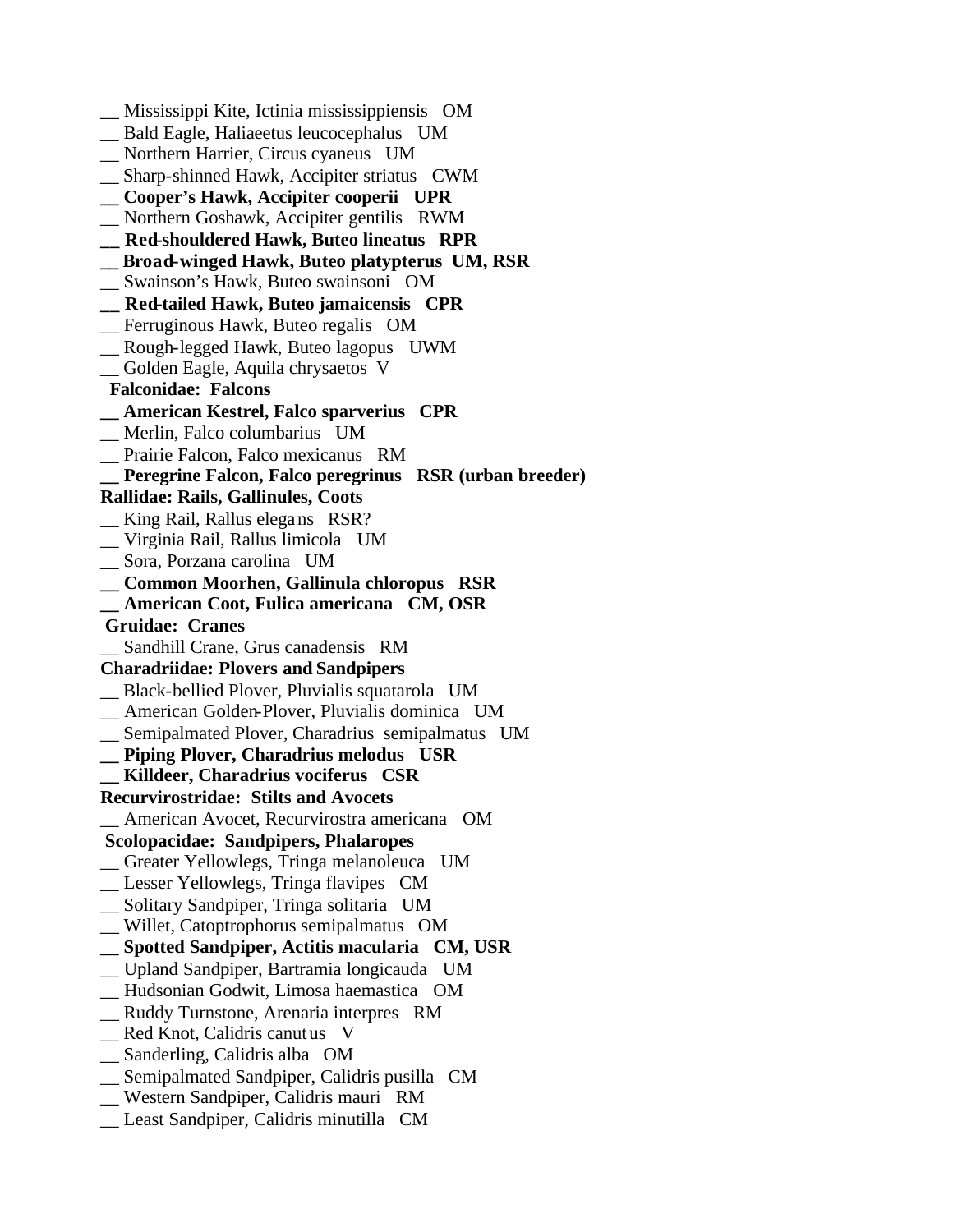__ Mississippi Kite, Ictinia mississippiensis   OM
__ Bald Eagle, Haliaeetus leucocephalus   UM
__ Northern Harrier, Circus cyaneus   UM
__ Sharp-shinned Hawk, Accipiter striatus   CWM
**__ Cooper's Hawk, Accipiter cooperii   UPR**
__ Northern Goshawk, Accipiter gentilis   RWM
**__ Red-shouldered Hawk, Buteo lineatus   RPR**
**__ Broad-winged Hawk, Buteo platypterus  UM, RSR**
__ Swainson's Hawk, Buteo swainsoni   OM
**__ Red-tailed Hawk, Buteo jamaicensis   CPR**
__ Ferruginous Hawk, Buteo regalis   OM
__ Rough-legged Hawk, Buteo lagopus   UWM
__ Golden Eagle, Aquila chrysaetos  V

**Falconidae:  Falcons**

**__ American Kestrel, Falco sparverius   CPR**
__ Merlin, Falco columbarius   UM
__ Prairie Falcon, Falco mexicanus   RM
**__ Peregrine Falcon, Falco peregrinus   RSR (urban breeder)**

**Rallidae: Rails, Gallinules, Coots**

__ King Rail, Rallus elegans   RSR?
__ Virginia Rail, Rallus limicola   UM
__ Sora, Porzana carolina   UM
**__ Common Moorhen, Gallinula chloropus   RSR**
**__ American Coot, Fulica americana   CM, OSR**

**Gruidae:  Cranes**

__ Sandhill Crane, Grus canadensis   RM

**Charadriidae: Plovers and Sandpipers**

__ Black-bellied Plover, Pluvialis squatarola   UM
__ American Golden-Plover, Pluvialis dominica   UM
__ Semipalmated Plover, Charadrius  semipalmatus   UM
**__ Piping Plover, Charadrius melodus   USR**
**__ Killdeer, Charadrius vociferus   CSR**

**Recurvirostridae:  Stilts and Avocets**

__ American Avocet, Recurvirostra americana   OM

**Scolopacidae:  Sandpipers, Phalaropes**

__ Greater Yellowlegs, Tringa melanoleuca   UM
__ Lesser Yellowlegs, Tringa flavipes   CM
__ Solitary Sandpiper, Tringa solitaria   UM
__ Willet, Catoptrophorus semipalmatus   OM
**__ Spotted Sandpiper, Actitis macularia   CM, USR**
__ Upland Sandpiper, Bartramia longicauda   UM
__ Hudsonian Godwit, Limosa haemastica   OM
__ Ruddy Turnstone, Arenaria interpres   RM
__ Red Knot, Calidris canutus   V
__ Sanderling, Calidris alba   OM
__ Semipalmated Sandpiper, Calidris pusilla   CM
__ Western Sandpiper, Calidris mauri   RM
__ Least Sandpiper, Calidris minutilla   CM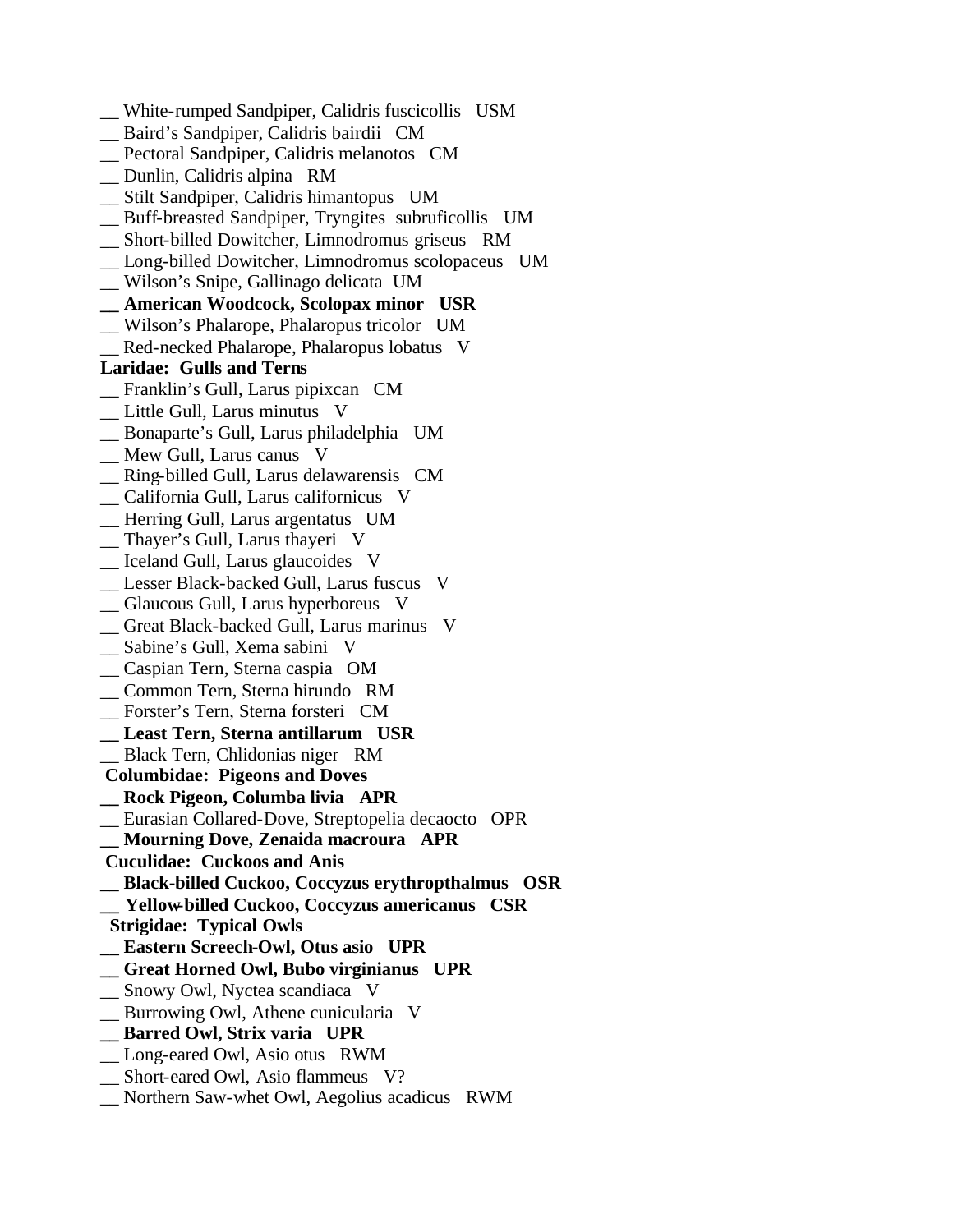__ White-rumped Sandpiper, Calidris fuscicollis   USM
__ Baird's Sandpiper, Calidris bairdii   CM
__ Pectoral Sandpiper, Calidris melanotos   CM
__ Dunlin, Calidris alpina   RM
__ Stilt Sandpiper, Calidris himantopus   UM
__ Buff-breasted Sandpiper, Tryngites subruficollis   UM
__ Short-billed Dowitcher, Limnodromus griseus   RM
__ Long-billed Dowitcher, Limnodromus scolopaceus   UM
__ Wilson's Snipe, Gallinago delicata  UM
**__ American Woodcock, Scolopax minor   USR**
__ Wilson's Phalarope, Phalaropus tricolor   UM
__ Red-necked Phalarope, Phalaropus lobatus   V

**Laridae:  Gulls and Terns**

__ Franklin's Gull, Larus pipixcan   CM
__ Little Gull, Larus minutus   V
__ Bonaparte's Gull, Larus philadelphia   UM
__ Mew Gull, Larus canus   V
__ Ring-billed Gull, Larus delawarensis   CM
__ California Gull, Larus californicus   V
__ Herring Gull, Larus argentatus   UM
__ Thayer's Gull, Larus thayeri   V
__ Iceland Gull, Larus glaucoides   V
__ Lesser Black-backed Gull, Larus fuscus   V
__ Glaucous Gull, Larus hyperboreus   V
__ Great Black-backed Gull, Larus marinus   V
__ Sabine's Gull, Xema sabini   V
__ Caspian Tern, Sterna caspia   OM
__ Common Tern, Sterna hirundo   RM
__ Forster's Tern, Sterna forsteri   CM
**__ Least Tern, Sterna antillarum   USR**
__ Black Tern, Chlidonias niger   RM

**Columbidae:  Pigeons and Doves**

**__ Rock Pigeon, Columba livia   APR**
__ Eurasian Collared-Dove, Streptopelia decaocto   OPR
**__ Mourning Dove, Zenaida macroura   APR**

**Cuculidae:  Cuckoos and Anis**

**__ Black-billed Cuckoo, Coccyzus erythropthalmus   OSR**
**__ Yellow-billed Cuckoo, Coccyzus americanus   CSR**

**Strigidae:  Typical Owls**

**__ Eastern Screech-Owl, Otus asio   UPR**
**__ Great Horned Owl, Bubo virginianus   UPR**
__ Snowy Owl, Nyctea scandiaca   V
__ Burrowing Owl, Athene cunicularia   V
**__ Barred Owl, Strix varia   UPR**
__ Long-eared Owl, Asio otus   RWM
__ Short-eared Owl, Asio flammeus   V?
__ Northern Saw-whet Owl, Aegolius acadicus   RWM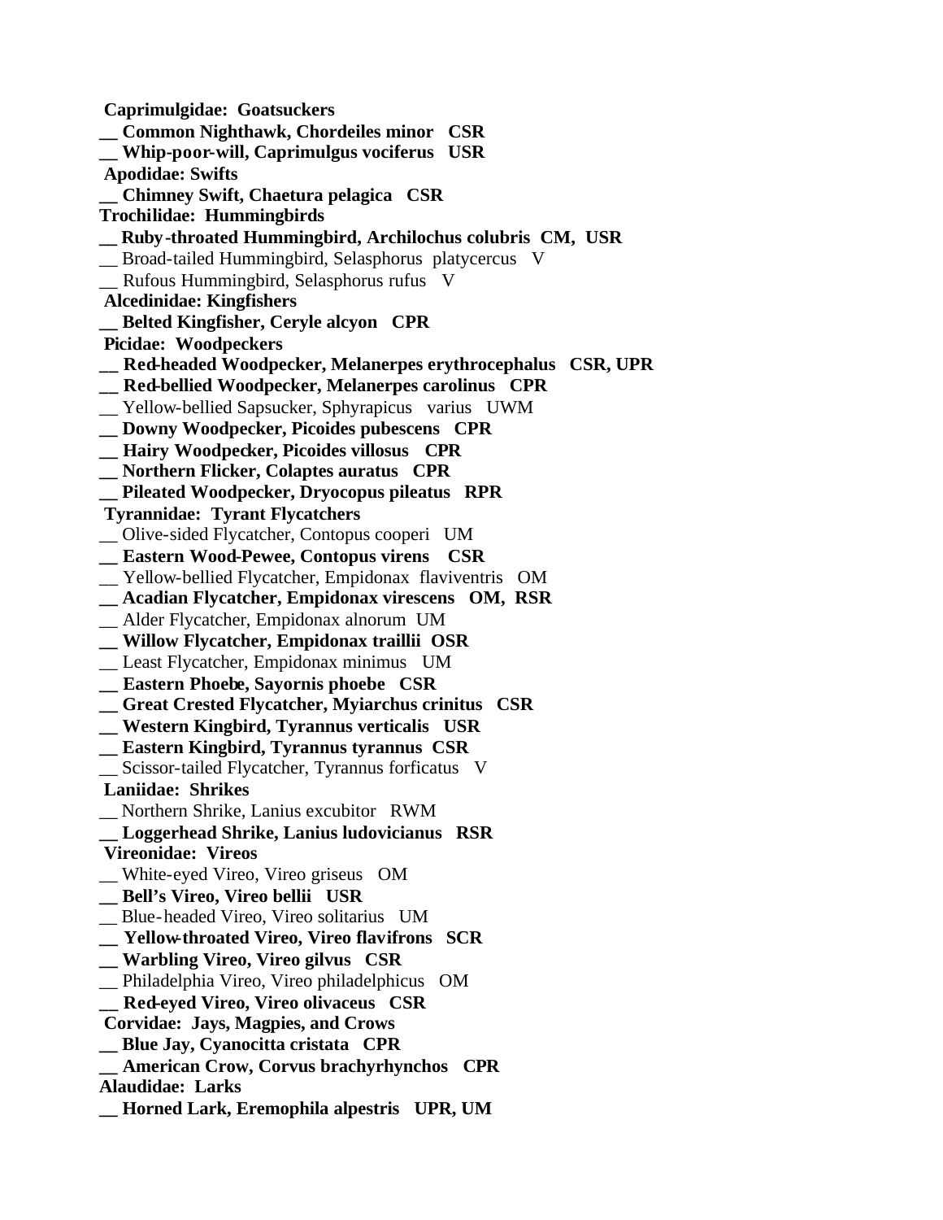**Caprimulgidae: Goatsuckers**

**__ Common Nighthawk, Chordeiles minor CSR**

**__ Whip-poor-will, Caprimulgus vociferus USR**

**Apodidae: Swifts**

**__ Chimney Swift, Chaetura pelagica CSR**

**Trochilidae: Hummingbirds**

**__ Ruby-throated Hummingbird, Archilochus colubris CM, USR**

__ Broad-tailed Hummingbird, Selasphorus platycercus V

__ Rufous Hummingbird, Selasphorus rufus V

**Alcedinidae: Kingfishers**

**__ Belted Kingfisher, Ceryle alcyon CPR**

**Picidae: Woodpeckers**

**__ Red-headed Woodpecker, Melanerpes erythrocephalus CSR, UPR**

**__ Red-bellied Woodpecker, Melanerpes carolinus CPR**

__ Yellow-bellied Sapsucker, Sphyrapicus varius UWM

**__ Downy Woodpecker, Picoides pubescens CPR**

**__ Hairy Woodpecker, Picoides villosus CPR**

**__ Northern Flicker, Colaptes auratus CPR**

**__ Pileated Woodpecker, Dryocopus pileatus RPR**

**Tyrannidae: Tyrant Flycatchers**

__ Olive-sided Flycatcher, Contopus cooperi UM

**__ Eastern Wood-Pewee, Contopus virens CSR**

__ Yellow-bellied Flycatcher, Empidonax flaviventris OM

**__ Acadian Flycatcher, Empidonax virescens OM, RSR**

__ Alder Flycatcher, Empidonax alnorum UM

**__ Willow Flycatcher, Empidonax traillii OSR**

__ Least Flycatcher, Empidonax minimus UM

**__ Eastern Phoebe, Sayornis phoebe CSR**

**__ Great Crested Flycatcher, Myiarchus crinitus CSR**

**__ Western Kingbird, Tyrannus verticalis USR**

**__ Eastern Kingbird, Tyrannus tyrannus CSR**

__ Scissor-tailed Flycatcher, Tyrannus forficatus V

**Laniidae: Shrikes**

__ Northern Shrike, Lanius excubitor RWM

**__ Loggerhead Shrike, Lanius ludovicianus RSR**

**Vireonidae: Vireos**

__ White-eyed Vireo, Vireo griseus OM

**__ Bell's Vireo, Vireo bellii USR**

__ Blue-headed Vireo, Vireo solitarius UM

**__ Yellow-throated Vireo, Vireo flavifrons SCR**

**__ Warbling Vireo, Vireo gilvus CSR**

__ Philadelphia Vireo, Vireo philadelphicus OM

**__ Red-eyed Vireo, Vireo olivaceus CSR**

**Corvidae: Jays, Magpies, and Crows**

**__ Blue Jay, Cyanocitta cristata CPR**

**__ American Crow, Corvus brachyrhynchos CPR**

**Alaudidae: Larks**

**__ Horned Lark, Eremophila alpestris UPR, UM**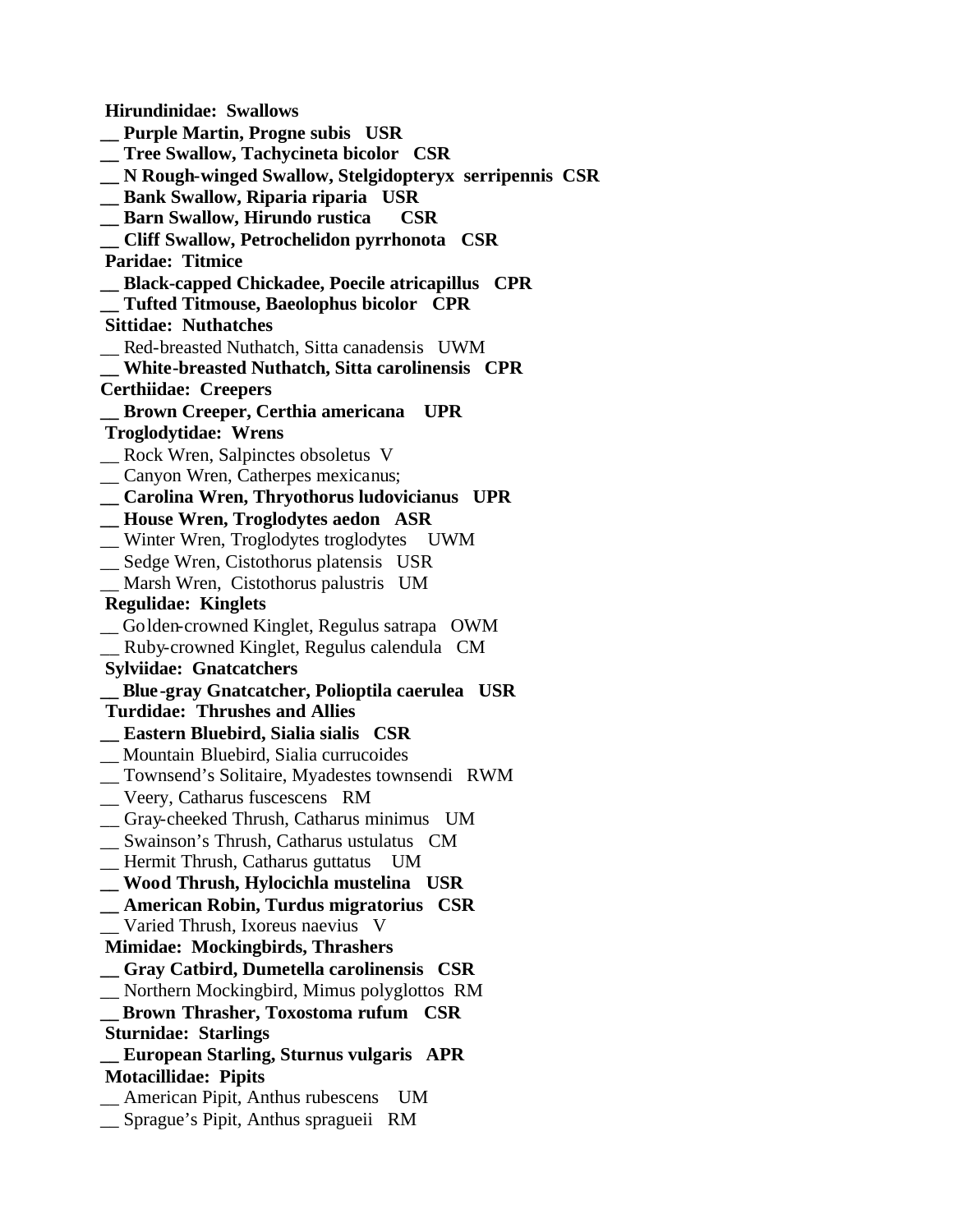**Hirundinidae: Swallows**

**__ Purple Martin, Progne subis USR**
**__ Tree Swallow, Tachycineta bicolor CSR**
**__ N Rough-winged Swallow, Stelgidopteryx serripennis CSR**
**__ Bank Swallow, Riparia riparia USR**
**__ Barn Swallow, Hirundo rustica CSR**
**__ Cliff Swallow, Petrochelidon pyrrhonota CSR**

**Paridae: Titmice**

**__ Black-capped Chickadee, Poecile atricapillus CPR**
**__ Tufted Titmouse, Baeolophus bicolor CPR**

**Sittidae: Nuthatches**

__ Red-breasted Nuthatch, Sitta canadensis UWM
**__ White-breasted Nuthatch, Sitta carolinensis CPR**

**Certhiidae: Creepers**

**__ Brown Creeper, Certhia americana UPR**

**Troglodytidae: Wrens**

__ Rock Wren, Salpinctes obsoletus V
__ Canyon Wren, Catherpes mexicanus;
**__ Carolina Wren, Thryothorus ludovicianus UPR**
**__ House Wren, Troglodytes aedon ASR**
__ Winter Wren, Troglodytes troglodytes UWM
__ Sedge Wren, Cistothorus platensis USR
__ Marsh Wren, Cistothorus palustris UM

**Regulidae: Kinglets**

__ Golden-crowned Kinglet, Regulus satrapa OWM
__ Ruby-crowned Kinglet, Regulus calendula CM

**Sylviidae: Gnatcatchers**

**__ Blue-gray Gnatcatcher, Polioptila caerulea USR**

**Turdidae: Thrushes and Allies**

**__ Eastern Bluebird, Sialia sialis CSR**
__ Mountain Bluebird, Sialia currucoides
__ Townsend's Solitaire, Myadestes townsendi RWM
__ Veery, Catharus fuscescens RM
__ Gray-cheeked Thrush, Catharus minimus UM
__ Swainson's Thrush, Catharus ustulatus CM
__ Hermit Thrush, Catharus guttatus UM
**__ Wood Thrush, Hylocichla mustelina USR**
**__ American Robin, Turdus migratorius CSR**
__ Varied Thrush, Ixoreus naevius V

**Mimidae: Mockingbirds, Thrashers**

**__ Gray Catbird, Dumetella carolinensis CSR**
__ Northern Mockingbird, Mimus polyglottos RM
**__ Brown Thrasher, Toxostoma rufum CSR**

**Sturnidae: Starlings**

**__ European Starling, Sturnus vulgaris APR**

**Motacillidae: Pipits**

__ American Pipit, Anthus rubescens UM
__ Sprague's Pipit, Anthus spragueii RM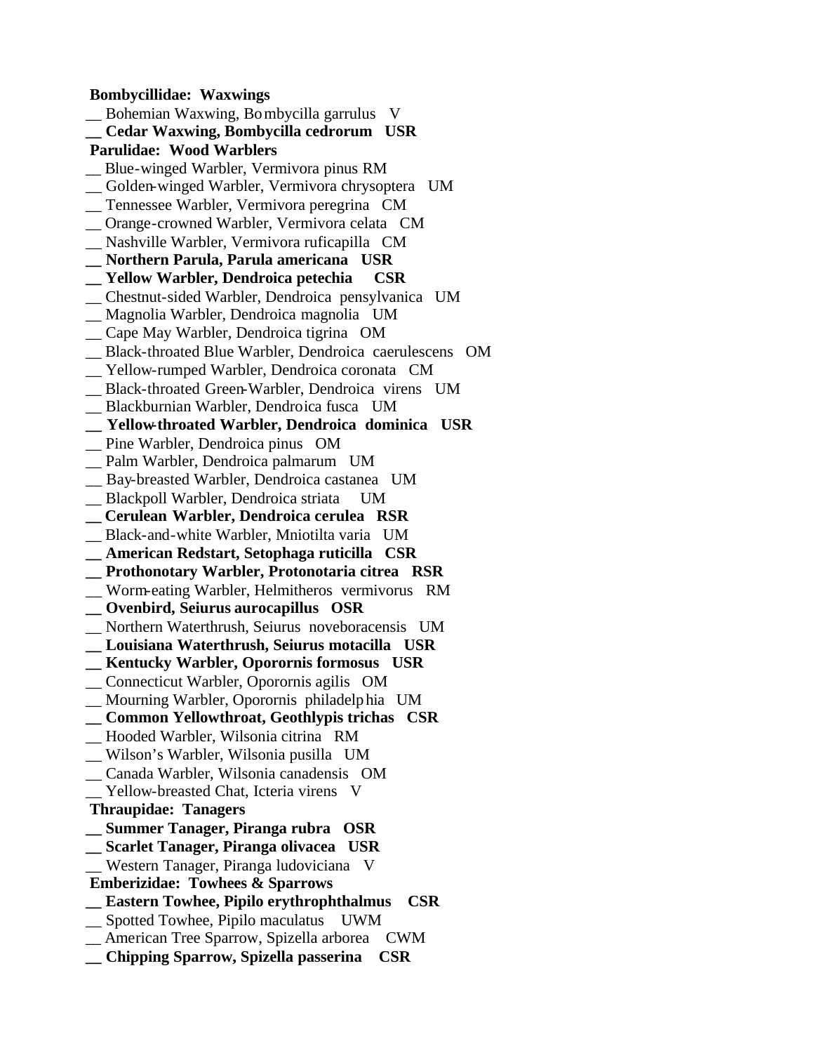**Bombycillidae: Waxwings**

__ Bohemian Waxwing, Bombycilla garrulus V

**__ Cedar Waxwing, Bombycilla cedrorum USR**

**Parulidae: Wood Warblers**

__ Blue-winged Warbler, Vermivora pinus RM

__ Golden-winged Warbler, Vermivora chrysoptera UM

__ Tennessee Warbler, Vermivora peregrina CM

__ Orange-crowned Warbler, Vermivora celata CM

__ Nashville Warbler, Vermivora ruficapilla CM

**__ Northern Parula, Parula americana USR**

**__ Yellow Warbler, Dendroica petechia CSR**

__ Chestnut-sided Warbler, Dendroica pensylvanica UM

__ Magnolia Warbler, Dendroica magnolia UM

__ Cape May Warbler, Dendroica tigrina OM

__ Black-throated Blue Warbler, Dendroica caerulescens OM

__ Yellow-rumped Warbler, Dendroica coronata CM

__ Black-throated Green-Warbler, Dendroica virens UM

__ Blackburnian Warbler, Dendroica fusca UM

**__ Yellow-throated Warbler, Dendroica dominica USR**

__ Pine Warbler, Dendroica pinus OM

__ Palm Warbler, Dendroica palmarum UM

__ Bay-breasted Warbler, Dendroica castanea UM

__ Blackpoll Warbler, Dendroica striata UM

**__ Cerulean Warbler, Dendroica cerulea RSR**

__ Black-and-white Warbler, Mniotilta varia UM

**__ American Redstart, Setophaga ruticilla CSR**

**__ Prothonotary Warbler, Protonotaria citrea RSR**

__ Worm-eating Warbler, Helmitheros vermivorus RM

**__ Ovenbird, Seiurus aurocapillus OSR**

__ Northern Waterthrush, Seiurus noveboracensis UM

**__ Louisiana Waterthrush, Seiurus motacilla USR**

**__ Kentucky Warbler, Oporornis formosus USR**

__ Connecticut Warbler, Oporornis agilis OM

__ Mourning Warbler, Oporornis philadelphia UM

**__ Common Yellowthroat, Geothlypis trichas CSR**

__ Hooded Warbler, Wilsonia citrina RM

__ Wilson's Warbler, Wilsonia pusilla UM

__ Canada Warbler, Wilsonia canadensis OM

__ Yellow-breasted Chat, Icteria virens V

**Thraupidae: Tanagers**

**__ Summer Tanager, Piranga rubra OSR**

**__ Scarlet Tanager, Piranga olivacea USR**

__ Western Tanager, Piranga ludoviciana V

**Emberizidae: Towhees & Sparrows**

**__ Eastern Towhee, Pipilo erythrophthalmus CSR**

__ Spotted Towhee, Pipilo maculatus UWM

__ American Tree Sparrow, Spizella arborea CWM

**__ Chipping Sparrow, Spizella passerina CSR**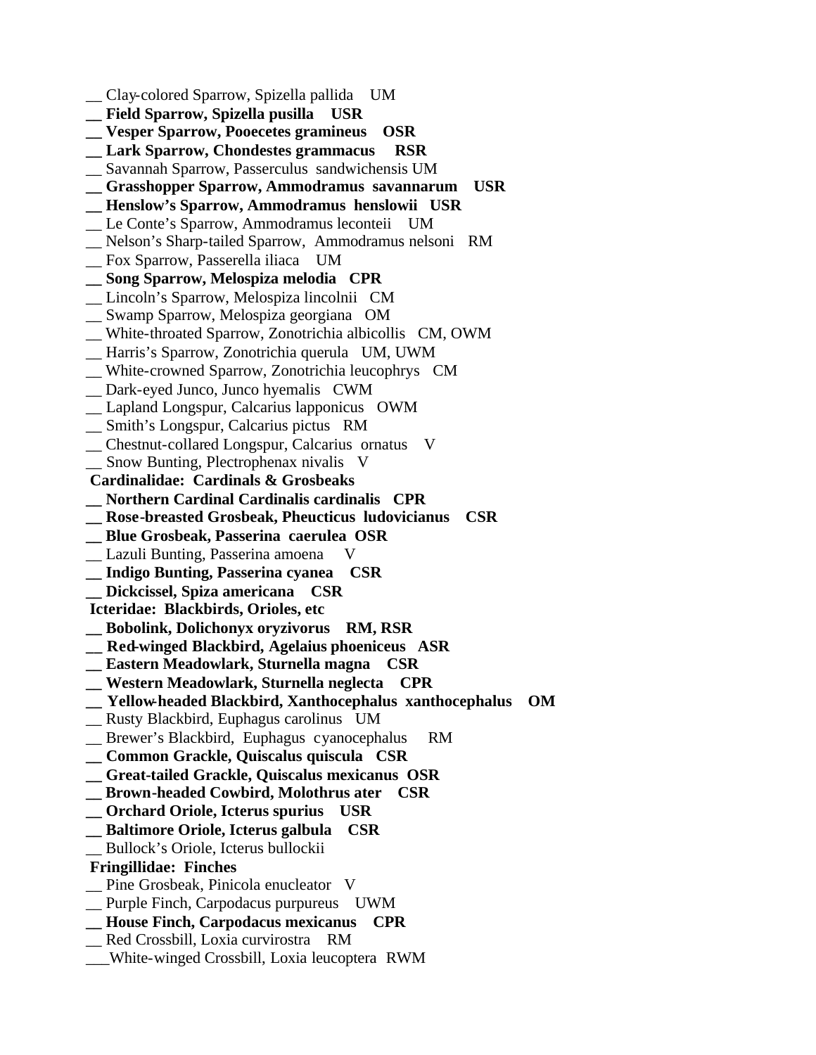__ Clay-colored Sparrow, Spizella pallida UM

**__ Field Sparrow, Spizella pusilla USR**

**__ Vesper Sparrow, Pooecetes gramineus OSR**

**__ Lark Sparrow, Chondestes grammacus RSR**

__ Savannah Sparrow, Passerculus sandwichensis UM

**__ Grasshopper Sparrow, Ammodramus savannarum USR**

**__ Henslow's Sparrow, Ammodramus henslowii USR**

__ Le Conte's Sparrow, Ammodramus leconteii UM

__ Nelson's Sharp-tailed Sparrow, Ammodramus nelsoni RM

__ Fox Sparrow, Passerella iliaca UM

**__ Song Sparrow, Melospiza melodia CPR**

__ Lincoln's Sparrow, Melospiza lincolnii CM

__ Swamp Sparrow, Melospiza georgiana OM

__ White-throated Sparrow, Zonotrichia albicollis CM, OWM

__ Harris's Sparrow, Zonotrichia querula UM, UWM

__ White-crowned Sparrow, Zonotrichia leucophrys CM

__ Dark-eyed Junco, Junco hyemalis CWM

__ Lapland Longspur, Calcarius lapponicus OWM

__ Smith's Longspur, Calcarius pictus RM

__ Chestnut-collared Longspur, Calcarius ornatus V

__ Snow Bunting, Plectrophenax nivalis V

**Cardinalidae: Cardinals & Grosbeaks**

**__ Northern Cardinal Cardinalis cardinalis CPR**

**__ Rose-breasted Grosbeak, Pheucticus ludovicianus CSR**

**__ Blue Grosbeak, Passerina caerulea OSR**

__ Lazuli Bunting, Passerina amoena V

**__ Indigo Bunting, Passerina cyanea CSR**

**__ Dickcissel, Spiza americana CSR**

**Icteridae: Blackbirds, Orioles, etc**

**__ Bobolink, Dolichonyx oryzivorus RM, RSR**

**__ Red-winged Blackbird, Agelaius phoeniceus ASR**

**__ Eastern Meadowlark, Sturnella magna CSR**

**__ Western Meadowlark, Sturnella neglecta CPR**

**__ Yellow-headed Blackbird, Xanthocephalus xanthocephalus OM**

__ Rusty Blackbird, Euphagus carolinus UM

__ Brewer's Blackbird, Euphagus cyanocephalus RM

**__ Common Grackle, Quiscalus quiscula CSR**

**__ Great-tailed Grackle, Quiscalus mexicanus OSR**

**__ Brown-headed Cowbird, Molothrus ater CSR**

**__ Orchard Oriole, Icterus spurius USR**

**__ Baltimore Oriole, Icterus galbula CSR**

__ Bullock's Oriole, Icterus bullockii

**Fringillidae: Finches**

__ Pine Grosbeak, Pinicola enucleator V

__ Purple Finch, Carpodacus purpureus UWM

**__ House Finch, Carpodacus mexicanus CPR**

__ Red Crossbill, Loxia curvirostra RM

___White-winged Crossbill, Loxia leucoptera RWM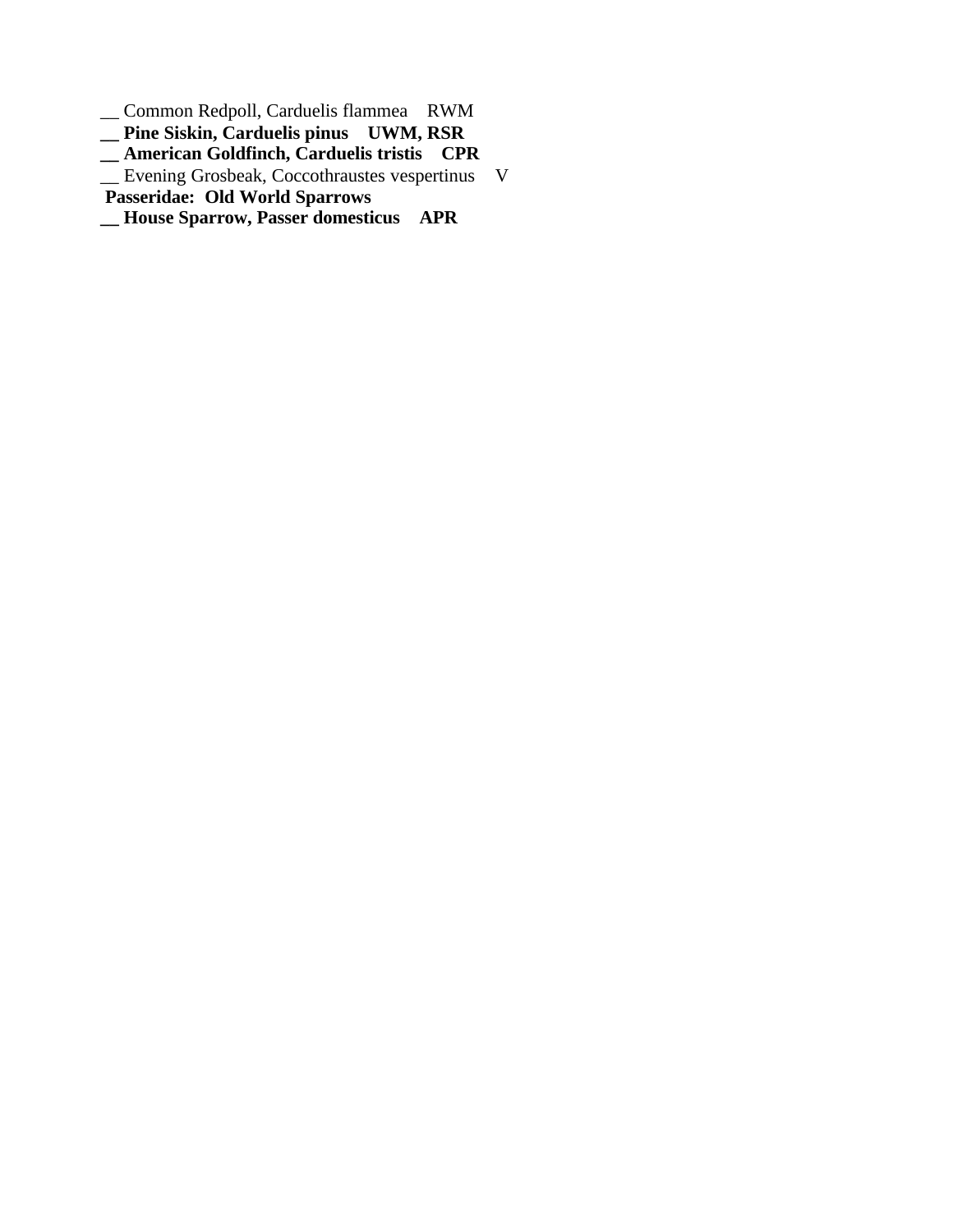__ Common Redpoll, Carduelis flammea    RWM
**__ Pine Siskin, Carduelis pinus    UWM, RSR**
**__ American Goldfinch, Carduelis tristis    CPR**
__ Evening Grosbeak, Coccothraustes vespertinus    V

**Passeridae:  Old World Sparrows**

**__ House Sparrow, Passer domesticus    APR**